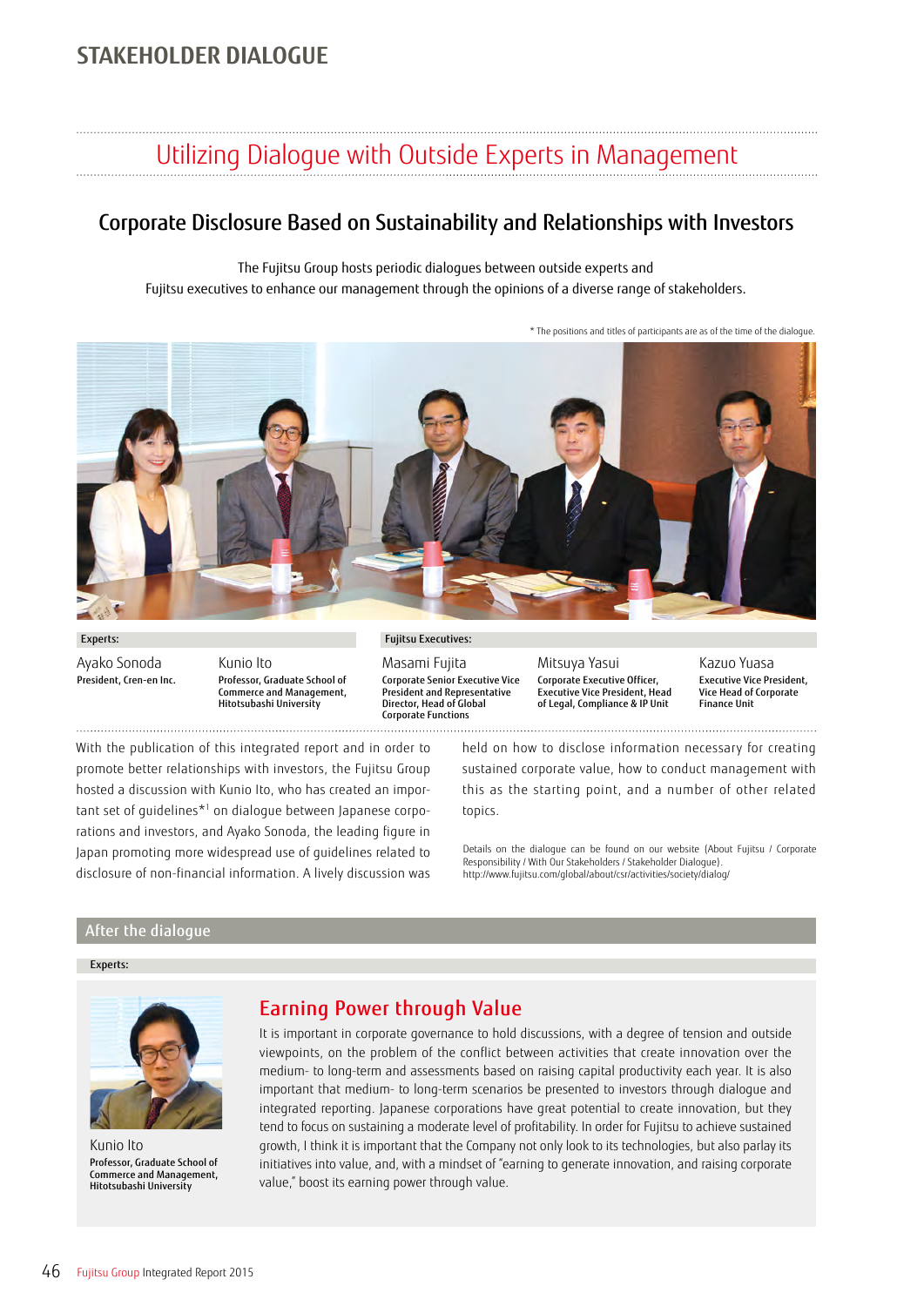# STAKEHOLDER DIALOGUE

## Utilizing Dialogue with Outside Experts in Management

### Corporate Disclosure Based on Sustainability and Relationships with Investors

The Fujitsu Group hosts periodic dialogues between outside experts and Fujitsu executives to enhance our management through the opinions of a diverse range of stakeholders.

* The positions and titles of participants are as of the time of the dialogue.

**Experts:**

Ayako Sonoda
**President, Cren-en Inc.**

Kunio Ito
**Professor, Graduate School of Commerce and Management, Hitotsubashi University**

**Fujitsu Executives:**

Masami Fujita
**Corporate Senior Executive Vice President and Representative Director, Head of Global Corporate Functions**

Mitsuya Yasui
**Corporate Executive Officer, Executive Vice President, Head of Legal, Compliance & IP Unit**

Kazuo Yuasa
**Executive Vice President, Vice Head of Corporate Finance Unit**

With the publication of this integrated report and in order to promote better relationships with investors, the Fujitsu Group hosted a discussion with Kunio Ito, who has created an important set of guidelines*[1] on dialogue between Japanese corporations and investors, and Ayako Sonoda, the leading figure in Japan promoting more widespread use of guidelines related to disclosure of non-financial information. A lively discussion was held on how to disclose information necessary for creating sustained corporate value, how to conduct management with this as the starting point, and a number of other related topics.

Details on the dialogue can be found on our website (About Fujitsu / Corporate Responsibility / With Our Stakeholders / Stakeholder Dialogue).
http://www.fujitsu.com/global/about/csr/activities/society/dialog/

## After the dialogue

**Experts:**

Kunio Ito
**Professor, Graduate School of Commerce and Management, Hitotsubashi University**

### Earning Power through Value

It is important in corporate governance to hold discussions, with a degree of tension and outside viewpoints, on the problem of the conflict between activities that create innovation over the medium- to long-term and assessments based on raising capital productivity each year. It is also important that medium- to long-term scenarios be presented to investors through dialogue and integrated reporting. Japanese corporations have great potential to create innovation, but they tend to focus on sustaining a moderate level of profitability. In order for Fujitsu to achieve sustained growth, I think it is important that the Company not only look to its technologies, but also parlay its initiatives into value, and, with a mindset of "earning to generate innovation, and raising corporate value," boost its earning power through value.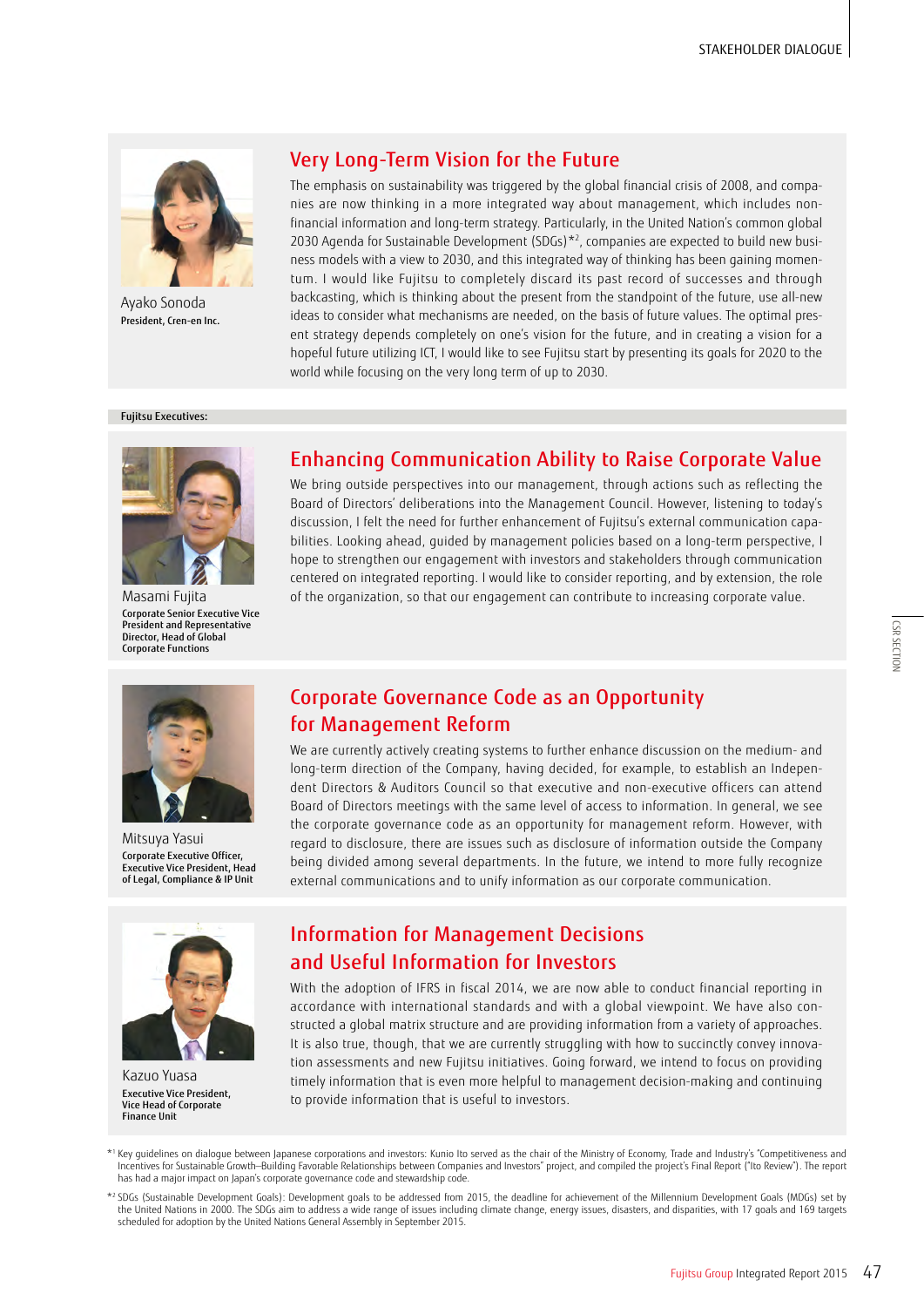## Very Long-Term Vision for the Future

Ayako Sonoda
**President, Cren-en Inc.**

The emphasis on sustainability was triggered by the global financial crisis of 2008, and companies are now thinking in a more integrated way about management, which includes non-financial information and long-term strategy. Particularly, in the United Nation's common global 2030 Agenda for Sustainable Development (SDGs)*[2], companies are expected to build new business models with a view to 2030, and this integrated way of thinking has been gaining momentum. I would like Fujitsu to completely discard its past record of successes and through backcasting, which is thinking about the present from the standpoint of the future, use all-new ideas to consider what mechanisms are needed, on the basis of future values. The optimal present strategy depends completely on one's vision for the future, and in creating a vision for a hopeful future utilizing ICT, I would like to see Fujitsu start by presenting its goals for 2020 to the world while focusing on the very long term of up to 2030.

**Fujitsu Executives:**

## Enhancing Communication Ability to Raise Corporate Value

Masami Fujita
**Corporate Senior Executive Vice President and Representative Director, Head of Global Corporate Functions**

We bring outside perspectives into our management, through actions such as reflecting the Board of Directors' deliberations into the Management Council. However, listening to today's discussion, I felt the need for further enhancement of Fujitsu's external communication capabilities. Looking ahead, guided by management policies based on a long-term perspective, I hope to strengthen our engagement with investors and stakeholders through communication centered on integrated reporting. I would like to consider reporting, and by extension, the role of the organization, so that our engagement can contribute to increasing corporate value.

## Corporate Governance Code as an Opportunity for Management Reform

Mitsuya Yasui
**Corporate Executive Officer, Executive Vice President, Head of Legal, Compliance & IP Unit**

We are currently actively creating systems to further enhance discussion on the medium- and long-term direction of the Company, having decided, for example, to establish an Independent Directors & Auditors Council so that executive and non-executive officers can attend Board of Directors meetings with the same level of access to information. In general, we see the corporate governance code as an opportunity for management reform. However, with regard to disclosure, there are issues such as disclosure of information outside the Company being divided among several departments. In the future, we intend to more fully recognize external communications and to unify information as our corporate communication.

## Information for Management Decisions and Useful Information for Investors

Kazuo Yuasa
**Executive Vice President, Vice Head of Corporate Finance Unit**

With the adoption of IFRS in fiscal 2014, we are now able to conduct financial reporting in accordance with international standards and with a global viewpoint. We have also constructed a global matrix structure and are providing information from a variety of approaches. It is also true, though, that we are currently struggling with how to succinctly convey innovation assessments and new Fujitsu initiatives. Going forward, we intend to focus on providing timely information that is even more helpful to management decision-making and continuing to provide information that is useful to investors.

*[1] Key guidelines on dialogue between Japanese corporations and investors: Kunio Ito served as the chair of the Ministry of Economy, Trade and Industry's "Competitiveness and Incentives for Sustainable Growth—Building Favorable Relationships between Companies and Investors" project, and compiled the project's Final Report ("Ito Review"). The report has had a major impact on Japan's corporate governance code and stewardship code.

*[2] SDGs (Sustainable Development Goals): Development goals to be addressed from 2015, the deadline for achievement of the Millennium Development Goals (MDGs) set by the United Nations in 2000. The SDGs aim to address a wide range of issues including climate change, energy issues, disasters, and disparities, with 17 goals and 169 targets scheduled for adoption by the United Nations General Assembly in September 2015.